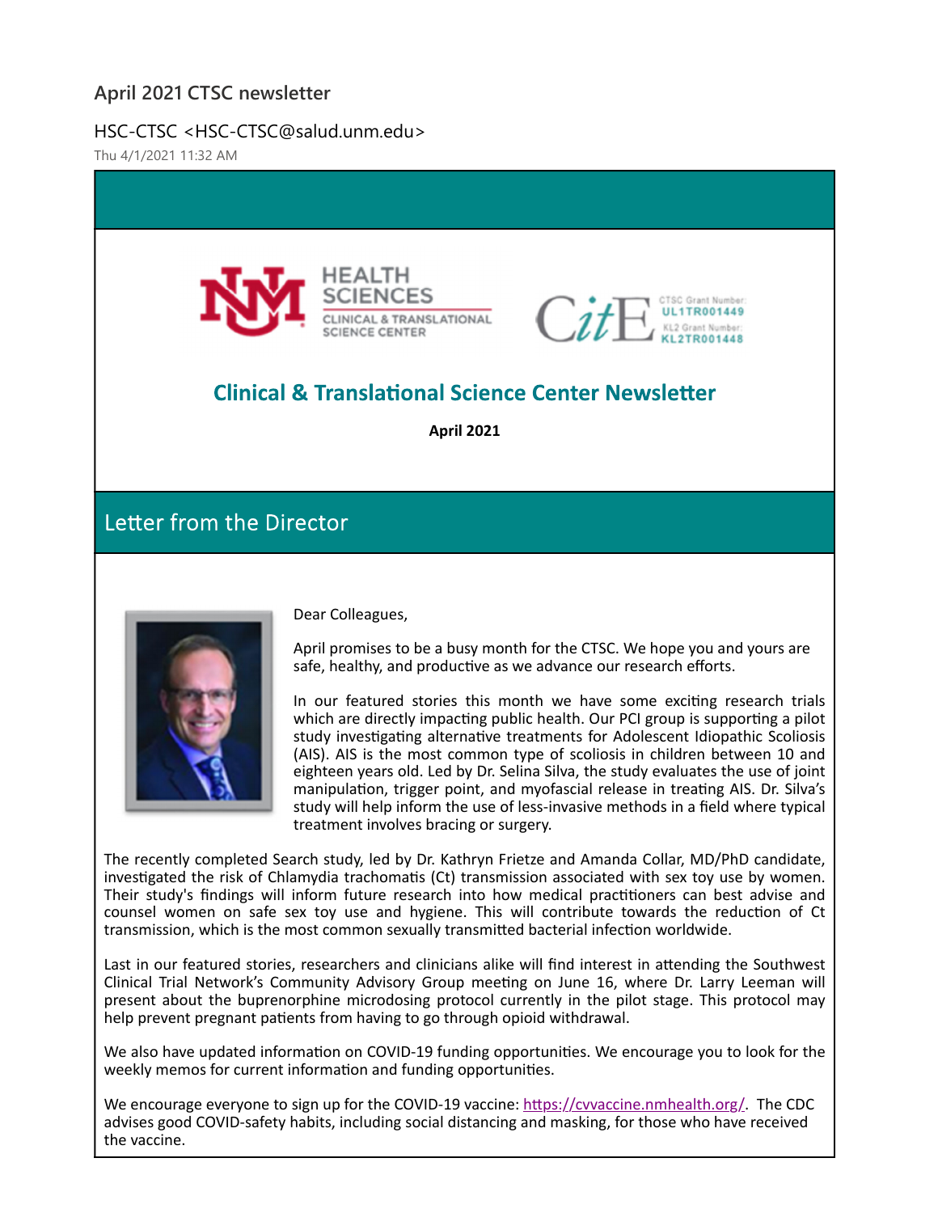# April 2021 CTSC newsletter

HSC-CTSC <HSC-CTSC@salud.unm.edu>

Thu 4/1/2021 11:32 AM

HEALTH SCIENCES
CLINICAL & TRANSLATIONAL SCIENCE CENTER

CitE
CTSC Grant Number: UL1TR001449
KL2 Grant Number: KL2TR001448

## Clinical & Translational Science Center Newsletter

**April 2021**

## Letter from the Director

Dear Colleagues,

April promises to be a busy month for the CTSC. We hope you and yours are safe, healthy, and productive as we advance our research efforts.

In our featured stories this month we have some exciting research trials which are directly impacting public health. Our PCI group is supporting a pilot study investigating alternative treatments for Adolescent Idiopathic Scoliosis (AIS). AIS is the most common type of scoliosis in children between 10 and eighteen years old. Led by Dr. Selina Silva, the study evaluates the use of joint manipulation, trigger point, and myofascial release in treating AIS. Dr. Silva's study will help inform the use of less-invasive methods in a field where typical treatment involves bracing or surgery.

The recently completed Search study, led by Dr. Kathryn Frietze and Amanda Collar, MD/PhD candidate, investigated the risk of Chlamydia trachomatis (Ct) transmission associated with sex toy use by women. Their study's findings will inform future research into how medical practitioners can best advise and counsel women on safe sex toy use and hygiene. This will contribute towards the reduction of Ct transmission, which is the most common sexually transmitted bacterial infection worldwide.

Last in our featured stories, researchers and clinicians alike will find interest in attending the Southwest Clinical Trial Network's Community Advisory Group meeting on June 16, where Dr. Larry Leeman will present about the buprenorphine microdosing protocol currently in the pilot stage. This protocol may help prevent pregnant patients from having to go through opioid withdrawal.

We also have updated information on COVID-19 funding opportunities. We encourage you to look for the weekly memos for current information and funding opportunities.

We encourage everyone to sign up for the COVID-19 vaccine: https://cvvaccine.nmhealth.org/. The CDC advises good COVID-safety habits, including social distancing and masking, for those who have received the vaccine.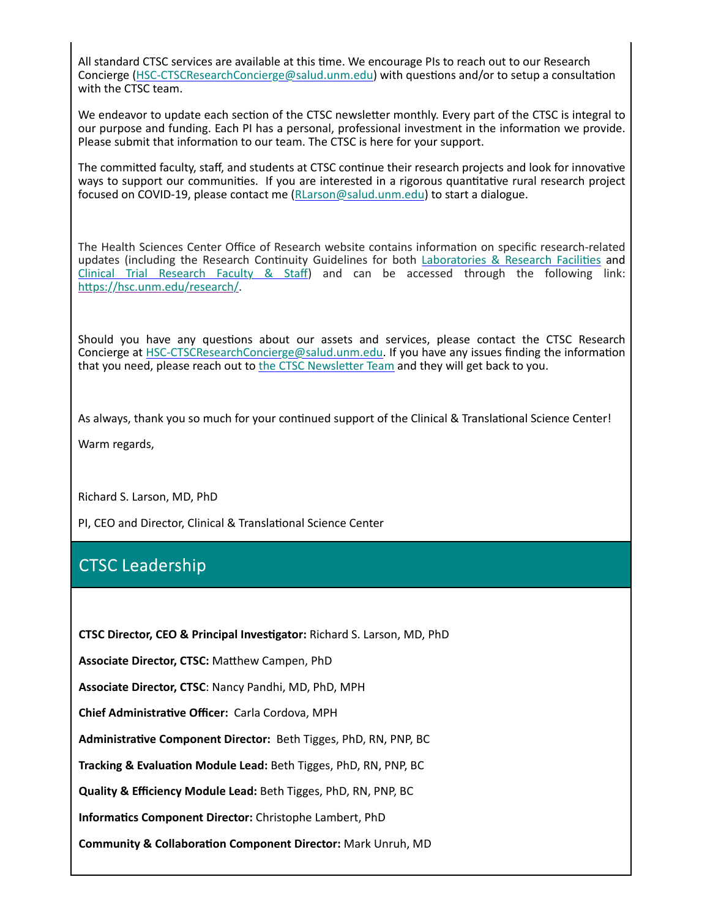All standard CTSC services are available at this time. We encourage PIs to reach out to our Research Concierge (HSC-CTSCResearchConcierge@salud.unm.edu) with questions and/or to setup a consultation with the CTSC team.

We endeavor to update each section of the CTSC newsletter monthly. Every part of the CTSC is integral to our purpose and funding. Each PI has a personal, professional investment in the information we provide. Please submit that information to our team. The CTSC is here for your support.

The committed faculty, staff, and students at CTSC continue their research projects and look for innovative ways to support our communities. If you are interested in a rigorous quantitative rural research project focused on COVID-19, please contact me (RLarson@salud.unm.edu) to start a dialogue.

The Health Sciences Center Office of Research website contains information on specific research-related updates (including the Research Continuity Guidelines for both Laboratories & Research Facilities and Clinical Trial Research Faculty & Staff) and can be accessed through the following link: https://hsc.unm.edu/research/.

Should you have any questions about our assets and services, please contact the CTSC Research Concierge at HSC-CTSCResearchConcierge@salud.unm.edu. If you have any issues finding the information that you need, please reach out to the CTSC Newsletter Team and they will get back to you.

As always, thank you so much for your continued support of the Clinical & Translational Science Center!

Warm regards,

Richard S. Larson, MD, PhD

PI, CEO and Director, Clinical & Translational Science Center

## CTSC Leadership

**CTSC Director, CEO & Principal Investigator:** Richard S. Larson, MD, PhD

**Associate Director, CTSC:** Matthew Campen, PhD

**Associate Director, CTSC**: Nancy Pandhi, MD, PhD, MPH

**Chief Administrative Officer:** Carla Cordova, MPH

**Administrative Component Director:** Beth Tigges, PhD, RN, PNP, BC

**Tracking & Evaluation Module Lead:** Beth Tigges, PhD, RN, PNP, BC

**Quality & Efficiency Module Lead:** Beth Tigges, PhD, RN, PNP, BC

**Informatics Component Director:** Christophe Lambert, PhD

**Community & Collaboration Component Director:** Mark Unruh, MD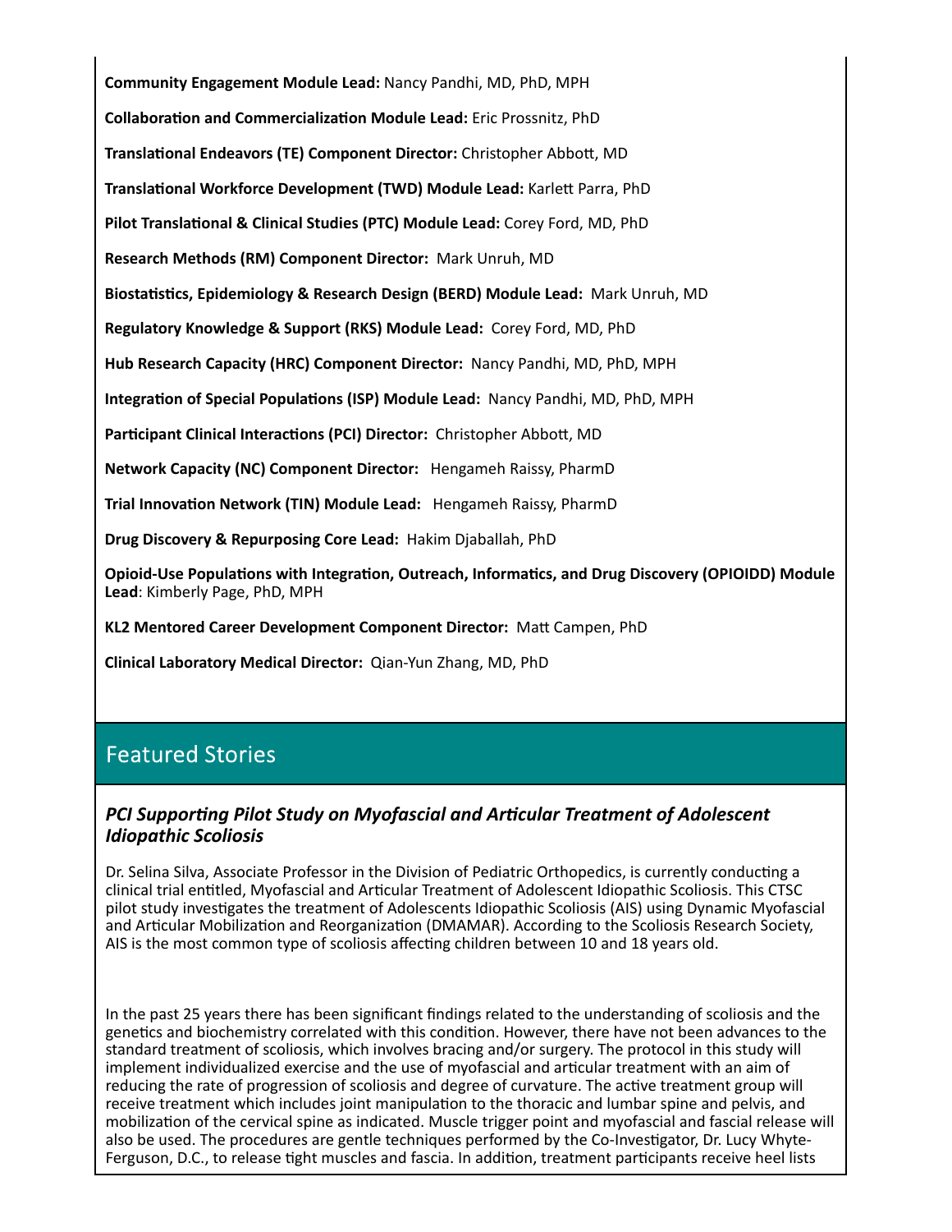**Community Engagement Module Lead:** Nancy Pandhi, MD, PhD, MPH

**Collaboration and Commercialization Module Lead:** Eric Prossnitz, PhD

**Translational Endeavors (TE) Component Director:** Christopher Abbott, MD

**Translational Workforce Development (TWD) Module Lead:** Karlett Parra, PhD

**Pilot Translational & Clinical Studies (PTC) Module Lead:** Corey Ford, MD, PhD

**Research Methods (RM) Component Director:** Mark Unruh, MD

**Biostatistics, Epidemiology & Research Design (BERD) Module Lead:** Mark Unruh, MD

**Regulatory Knowledge & Support (RKS) Module Lead:** Corey Ford, MD, PhD

**Hub Research Capacity (HRC) Component Director:** Nancy Pandhi, MD, PhD, MPH

**Integration of Special Populations (ISP) Module Lead:** Nancy Pandhi, MD, PhD, MPH

**Participant Clinical Interactions (PCI) Director:** Christopher Abbott, MD

**Network Capacity (NC) Component Director:** Hengameh Raissy, PharmD

**Trial Innovation Network (TIN) Module Lead:** Hengameh Raissy, PharmD

**Drug Discovery & Repurposing Core Lead:** Hakim Djaballah, PhD

**Opioid-Use Populations with Integration, Outreach, Informatics, and Drug Discovery (OPIOIDD) Module Lead**: Kimberly Page, PhD, MPH

**KL2 Mentored Career Development Component Director:** Matt Campen, PhD

**Clinical Laboratory Medical Director:** Qian-Yun Zhang, MD, PhD

## Featured Stories

### *PCI Supporting Pilot Study on Myofascial and Articular Treatment of Adolescent Idiopathic Scoliosis*

Dr. Selina Silva, Associate Professor in the Division of Pediatric Orthopedics, is currently conducting a clinical trial entitled, Myofascial and Articular Treatment of Adolescent Idiopathic Scoliosis. This CTSC pilot study investigates the treatment of Adolescents Idiopathic Scoliosis (AIS) using Dynamic Myofascial and Articular Mobilization and Reorganization (DMAMAR). According to the Scoliosis Research Society, AIS is the most common type of scoliosis affecting children between 10 and 18 years old.

In the past 25 years there has been significant findings related to the understanding of scoliosis and the genetics and biochemistry correlated with this condition. However, there have not been advances to the standard treatment of scoliosis, which involves bracing and/or surgery. The protocol in this study will implement individualized exercise and the use of myofascial and articular treatment with an aim of reducing the rate of progression of scoliosis and degree of curvature. The active treatment group will receive treatment which includes joint manipulation to the thoracic and lumbar spine and pelvis, and mobilization of the cervical spine as indicated. Muscle trigger point and myofascial and fascial release will also be used. The procedures are gentle techniques performed by the Co-Investigator, Dr. Lucy Whyte-Ferguson, D.C., to release tight muscles and fascia. In addition, treatment participants receive heel lists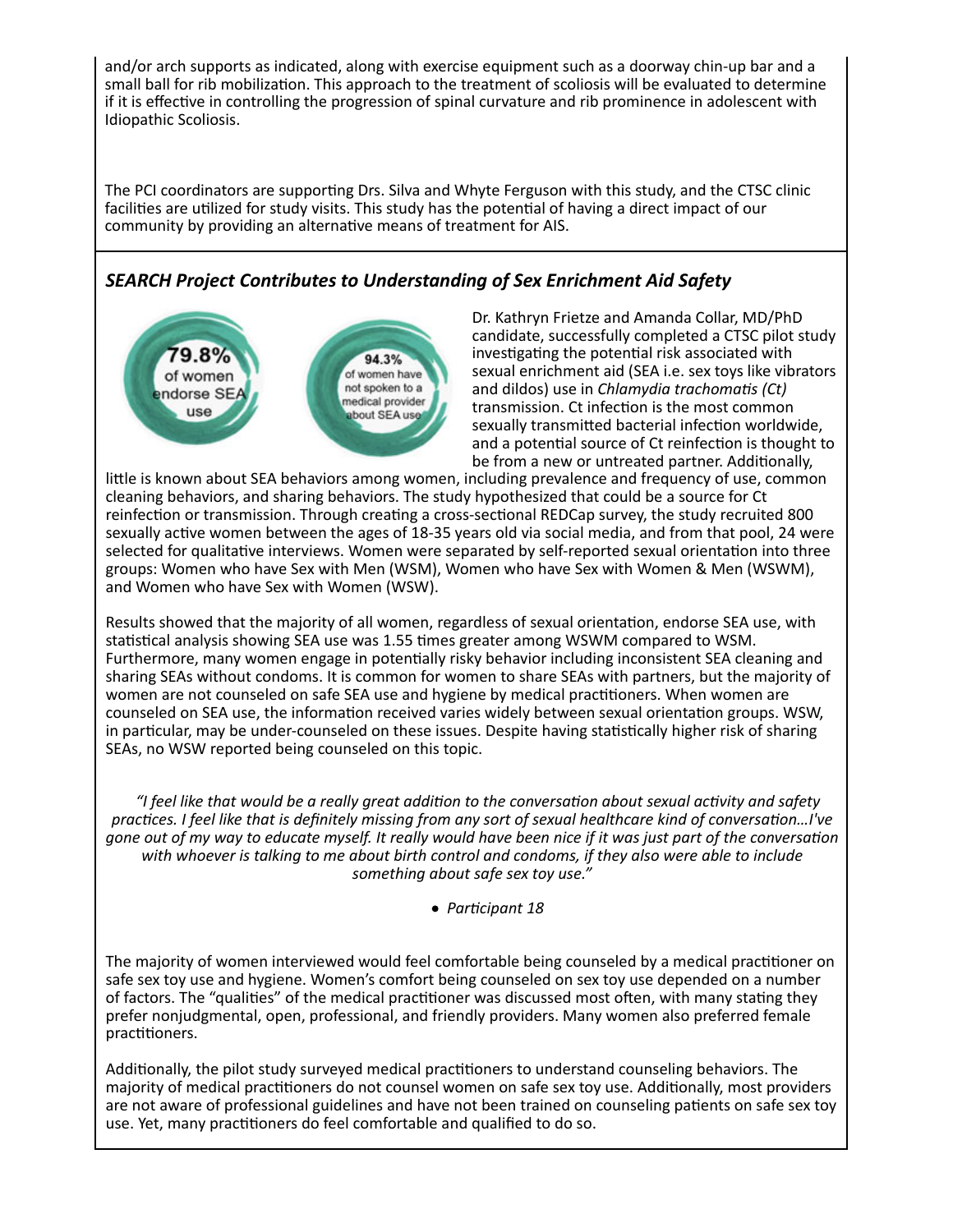and/or arch supports as indicated, along with exercise equipment such as a doorway chin-up bar and a small ball for rib mobilization. This approach to the treatment of scoliosis will be evaluated to determine if it is effective in controlling the progression of spinal curvature and rib prominence in adolescent with Idiopathic Scoliosis.

The PCI coordinators are supporting Drs. Silva and Whyte Ferguson with this study, and the CTSC clinic facilities are utilized for study visits. This study has the potential of having a direct impact of our community by providing an alternative means of treatment for AIS.

### *SEARCH Project Contributes to Understanding of Sex Enrichment Aid Safety*

79.8% of women endorse SEA use

94.3% of women have not spoken to a medical provider about SEA use

Dr. Kathryn Frietze and Amanda Collar, MD/PhD candidate, successfully completed a CTSC pilot study investigating the potential risk associated with sexual enrichment aid (SEA i.e. sex toys like vibrators and dildos) use in *Chlamydia trachomatis (Ct)* transmission. Ct infection is the most common sexually transmitted bacterial infection worldwide, and a potential source of Ct reinfection is thought to be from a new or untreated partner. Additionally, little is known about SEA behaviors among women, including prevalence and frequency of use, common cleaning behaviors, and sharing behaviors. The study hypothesized that could be a source for Ct reinfection or transmission. Through creating a cross-sectional REDCap survey, the study recruited 800 sexually active women between the ages of 18-35 years old via social media, and from that pool, 24 were selected for qualitative interviews. Women were separated by self-reported sexual orientation into three groups: Women who have Sex with Men (WSM), Women who have Sex with Women & Men (WSWM), and Women who have Sex with Women (WSW).

Results showed that the majority of all women, regardless of sexual orientation, endorse SEA use, with statistical analysis showing SEA use was 1.55 times greater among WSWM compared to WSM. Furthermore, many women engage in potentially risky behavior including inconsistent SEA cleaning and sharing SEAs without condoms. It is common for women to share SEAs with partners, but the majority of women are not counseled on safe SEA use and hygiene by medical practitioners. When women are counseled on SEA use, the information received varies widely between sexual orientation groups. WSW, in particular, may be under-counseled on these issues. Despite having statistically higher risk of sharing SEAs, no WSW reported being counseled on this topic.

*"I feel like that would be a really great addition to the conversation about sexual activity and safety practices. I feel like that is definitely missing from any sort of sexual healthcare kind of conversation…I've gone out of my way to educate myself. It really would have been nice if it was just part of the conversation with whoever is talking to me about birth control and condoms, if they also were able to include something about safe sex toy use."*

- *Participant 18*

The majority of women interviewed would feel comfortable being counseled by a medical practitioner on safe sex toy use and hygiene. Women's comfort being counseled on sex toy use depended on a number of factors. The "qualities" of the medical practitioner was discussed most often, with many stating they prefer nonjudgmental, open, professional, and friendly providers. Many women also preferred female practitioners.

Additionally, the pilot study surveyed medical practitioners to understand counseling behaviors. The majority of medical practitioners do not counsel women on safe sex toy use. Additionally, most providers are not aware of professional guidelines and have not been trained on counseling patients on safe sex toy use. Yet, many practitioners do feel comfortable and qualified to do so.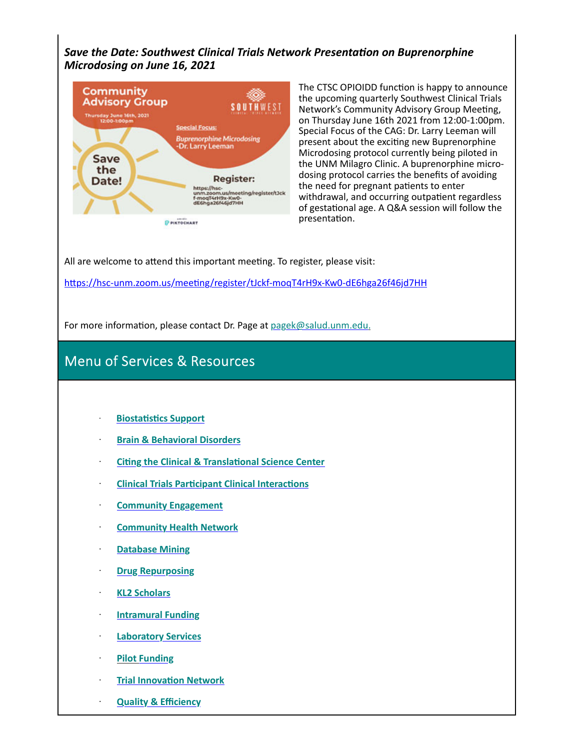***Save the Date: Southwest Clinical Trials Network Presentation on Buprenorphine Microdosing on June 16, 2021***

The CTSC OPIOIDD function is happy to announce the upcoming quarterly Southwest Clinical Trials Network's Community Advisory Group Meeting, on Thursday June 16th 2021 from 12:00-1:00pm. Special Focus of the CAG: Dr. Larry Leeman will present about the exciting new Buprenorphine Microdosing protocol currently being piloted in the UNM Milagro Clinic. A buprenorphine micro-dosing protocol carries the benefits of avoiding the need for pregnant patients to enter withdrawal, and occurring outpatient regardless of gestational age. A Q&A session will follow the presentation.

All are welcome to attend this important meeting. To register, please visit:

https://hsc-unm.zoom.us/meeting/register/tJckf-moqT4rH9x-Kw0-dE6hga26f46jd7HH

For more information, please contact Dr. Page at pagek@salud.unm.edu.

## Menu of Services & Resources

- **Biostatistics Support**
- **Brain & Behavioral Disorders**
- **Citing the Clinical & Translational Science Center**
- **Clinical Trials Participant Clinical Interactions**
- **Community Engagement**
- **Community Health Network**
- **Database Mining**
- **Drug Repurposing**
- **KL2 Scholars**
- **Intramural Funding**
- **Laboratory Services**
- **Pilot Funding**
- **Trial Innovation Network**
- **Quality & Efficiency**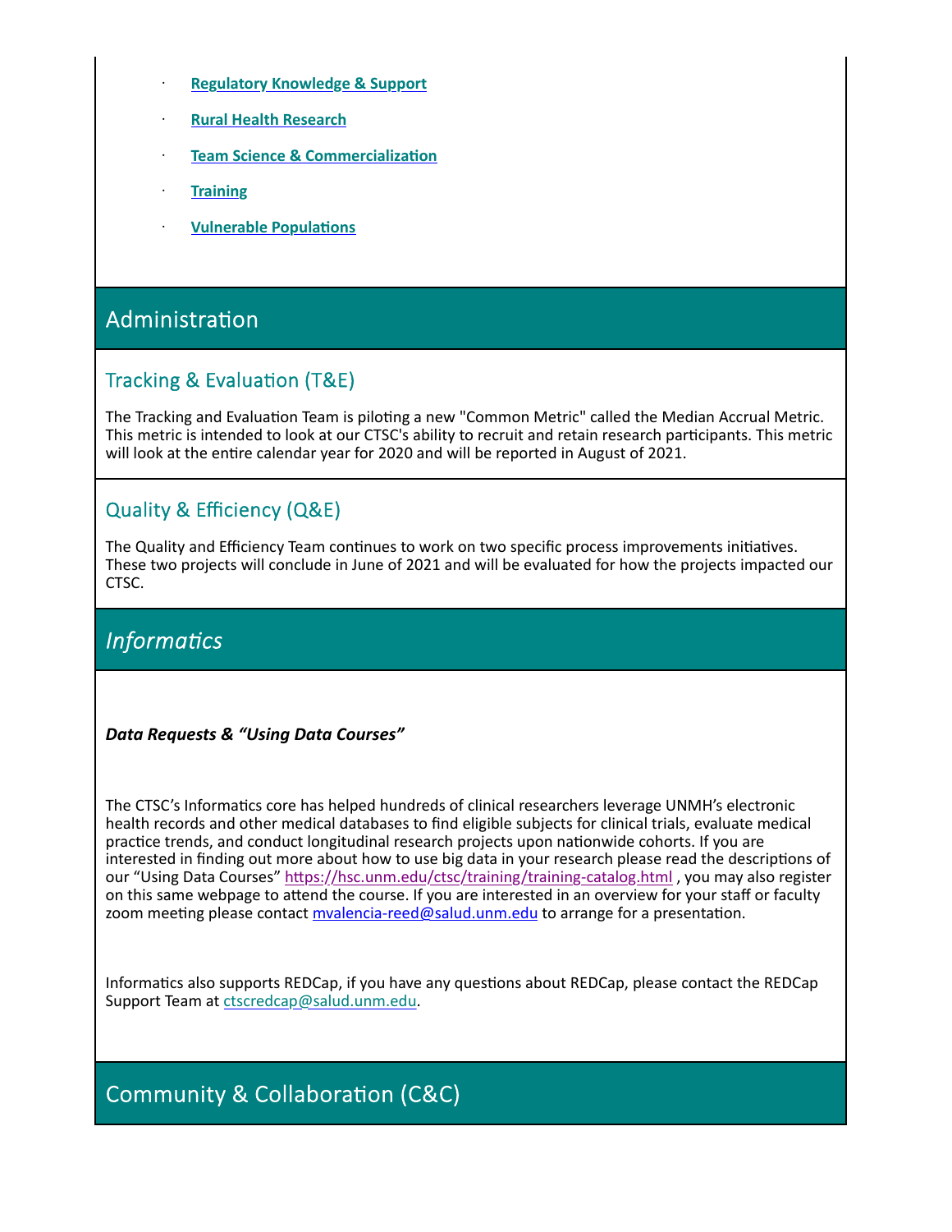- **Regulatory Knowledge & Support**
- **Rural Health Research**
- **Team Science & Commercialization**
- **Training**
- **Vulnerable Populations**

## Administration

### Tracking & Evaluation (T&E)

The Tracking and Evaluation Team is piloting a new "Common Metric" called the Median Accrual Metric. This metric is intended to look at our CTSC's ability to recruit and retain research participants. This metric will look at the entire calendar year for 2020 and will be reported in August of 2021.

### Quality & Efficiency (Q&E)

The Quality and Efficiency Team continues to work on two specific process improvements initiatives. These two projects will conclude in June of 2021 and will be evaluated for how the projects impacted our CTSC.

## *Informatics*

***Data Requests & "Using Data Courses"***

The CTSC's Informatics core has helped hundreds of clinical researchers leverage UNMH's electronic health records and other medical databases to find eligible subjects for clinical trials, evaluate medical practice trends, and conduct longitudinal research projects upon nationwide cohorts. If you are interested in finding out more about how to use big data in your research please read the descriptions of our "Using Data Courses" https://hsc.unm.edu/ctsc/training/training-catalog.html , you may also register on this same webpage to attend the course. If you are interested in an overview for your staff or faculty zoom meeting please contact mvalencia-reed@salud.unm.edu to arrange for a presentation.

Informatics also supports REDCap, if you have any questions about REDCap, please contact the REDCap Support Team at ctscredcap@salud.unm.edu.

## Community & Collaboration (C&C)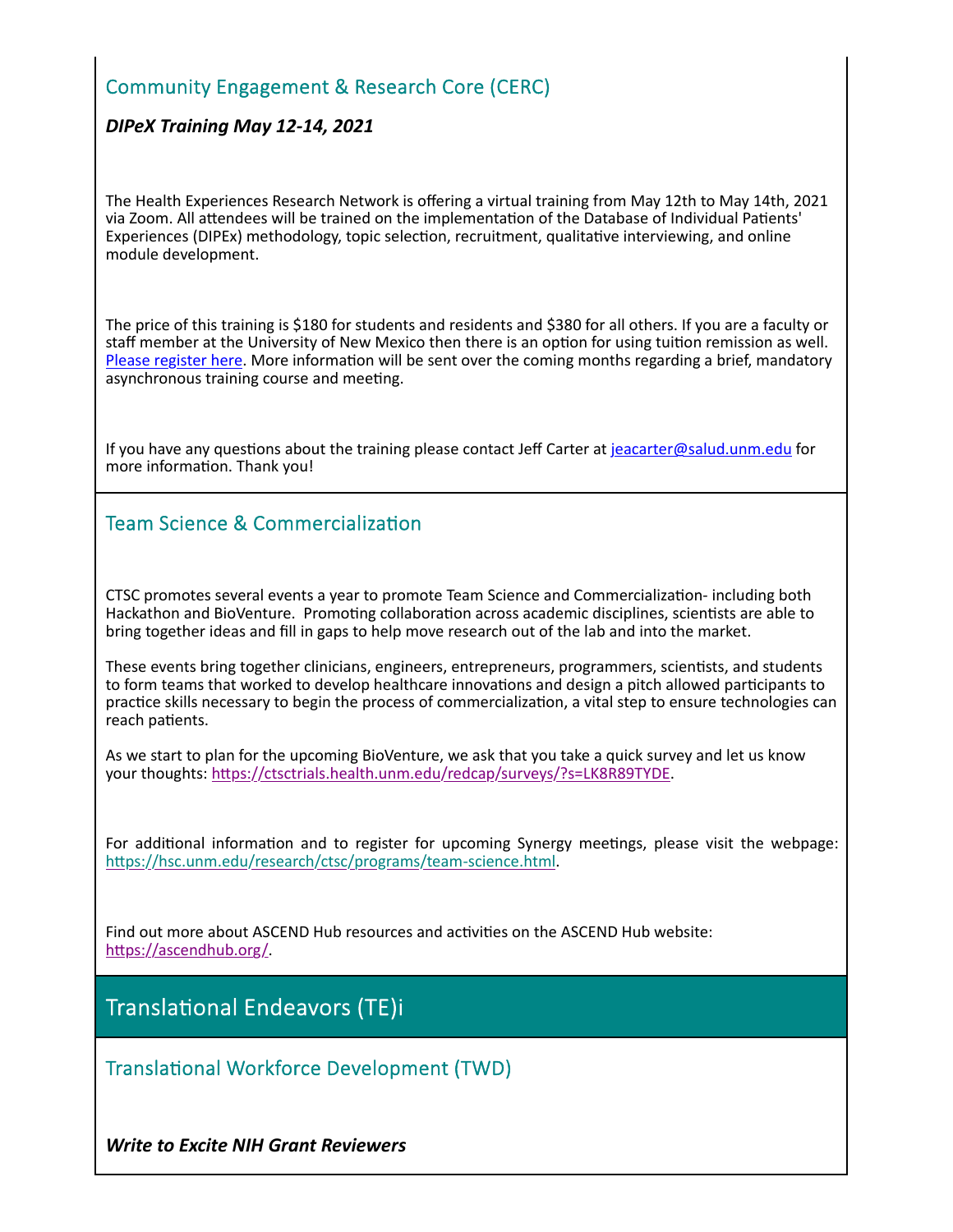## Community Engagement & Research Core (CERC)

***DIPeX Training May 12-14, 2021***

The Health Experiences Research Network is offering a virtual training from May 12th to May 14th, 2021 via Zoom. All attendees will be trained on the implementation of the Database of Individual Patients' Experiences (DIPEx) methodology, topic selection, recruitment, qualitative interviewing, and online module development.

The price of this training is $180 for students and residents and $380 for all others. If you are a faculty or staff member at the University of New Mexico then there is an option for using tuition remission as well. Please register here. More information will be sent over the coming months regarding a brief, mandatory asynchronous training course and meeting.

If you have any questions about the training please contact Jeff Carter at jeacarter@salud.unm.edu for more information. Thank you!

## Team Science & Commercialization

CTSC promotes several events a year to promote Team Science and Commercialization- including both Hackathon and BioVenture. Promoting collaboration across academic disciplines, scientists are able to bring together ideas and fill in gaps to help move research out of the lab and into the market.

These events bring together clinicians, engineers, entrepreneurs, programmers, scientists, and students to form teams that worked to develop healthcare innovations and design a pitch allowed participants to practice skills necessary to begin the process of commercialization, a vital step to ensure technologies can reach patients.

As we start to plan for the upcoming BioVenture, we ask that you take a quick survey and let us know your thoughts: https://ctsctrials.health.unm.edu/redcap/surveys/?s=LK8R89TYDE.

For additional information and to register for upcoming Synergy meetings, please visit the webpage: https://hsc.unm.edu/research/ctsc/programs/team-science.html.

Find out more about ASCEND Hub resources and activities on the ASCEND Hub website: https://ascendhub.org/.

# Translational Endeavors (TE)i

## Translational Workforce Development (TWD)

***Write to Excite NIH Grant Reviewers***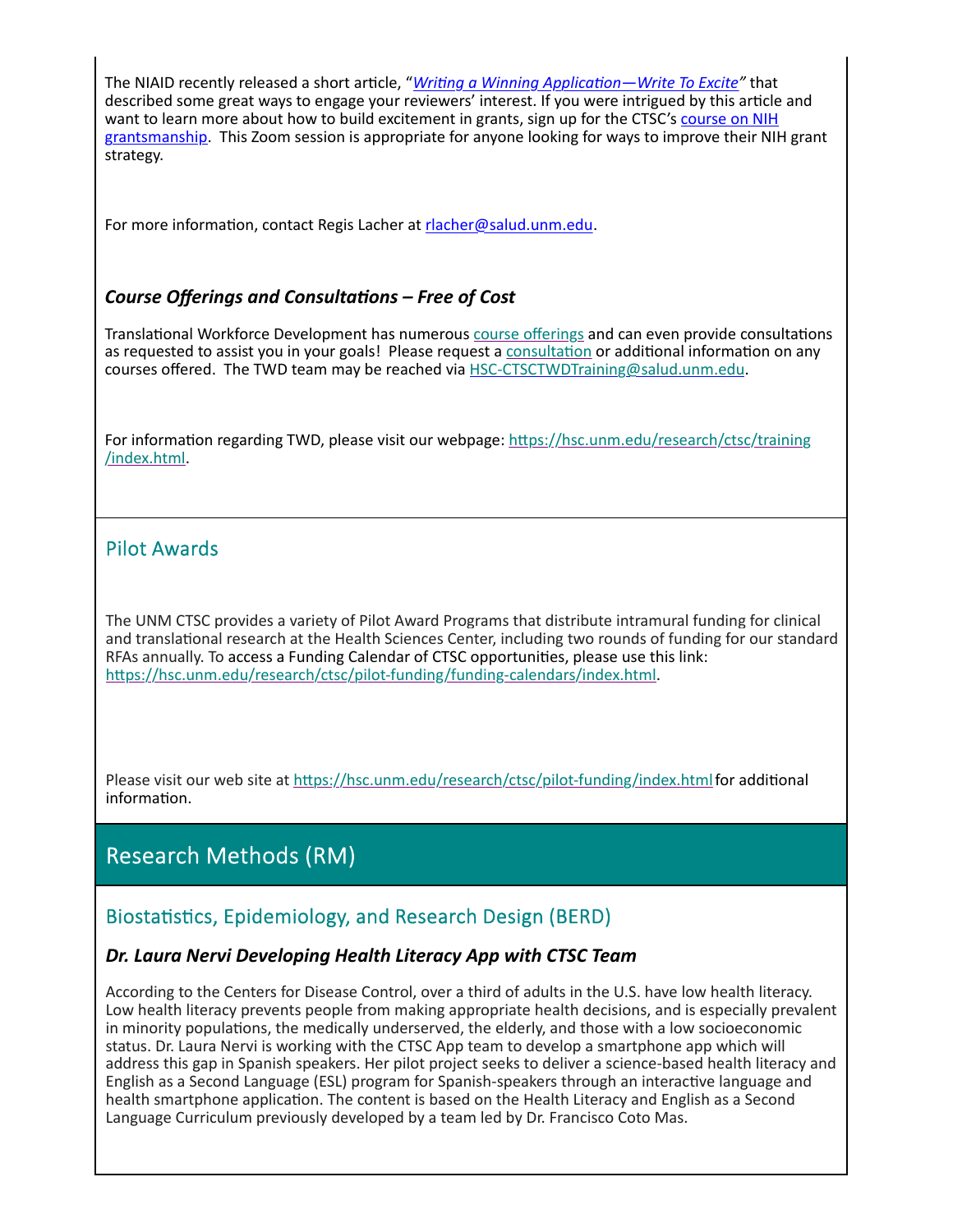The NIAID recently released a short article, "*Writing a Winning Application—Write To Excite*" that described some great ways to engage your reviewers' interest. If you were intrigued by this article and want to learn more about how to build excitement in grants, sign up for the CTSC's course on NIH grantsmanship. This Zoom session is appropriate for anyone looking for ways to improve their NIH grant strategy.

For more information, contact Regis Lacher at rlacher@salud.unm.edu.

### *Course Offerings and Consultations – Free of Cost*

Translational Workforce Development has numerous course offerings and can even provide consultations as requested to assist you in your goals! Please request a consultation or additional information on any courses offered. The TWD team may be reached via HSC-CTSCTWDTraining@salud.unm.edu.

For information regarding TWD, please visit our webpage: https://hsc.unm.edu/research/ctsc/training/index.html.

## Pilot Awards

The UNM CTSC provides a variety of Pilot Award Programs that distribute intramural funding for clinical and translational research at the Health Sciences Center, including two rounds of funding for our standard RFAs annually. To access a Funding Calendar of CTSC opportunities, please use this link: https://hsc.unm.edu/research/ctsc/pilot-funding/funding-calendars/index.html.

Please visit our web site at https://hsc.unm.edu/research/ctsc/pilot-funding/index.html for additional information.

# Research Methods (RM)

## Biostatistics, Epidemiology, and Research Design (BERD)

### *Dr. Laura Nervi Developing Health Literacy App with CTSC Team*

According to the Centers for Disease Control, over a third of adults in the U.S. have low health literacy. Low health literacy prevents people from making appropriate health decisions, and is especially prevalent in minority populations, the medically underserved, the elderly, and those with a low socioeconomic status. Dr. Laura Nervi is working with the CTSC App team to develop a smartphone app which will address this gap in Spanish speakers. Her pilot project seeks to deliver a science-based health literacy and English as a Second Language (ESL) program for Spanish-speakers through an interactive language and health smartphone application. The content is based on the Health Literacy and English as a Second Language Curriculum previously developed by a team led by Dr. Francisco Coto Mas.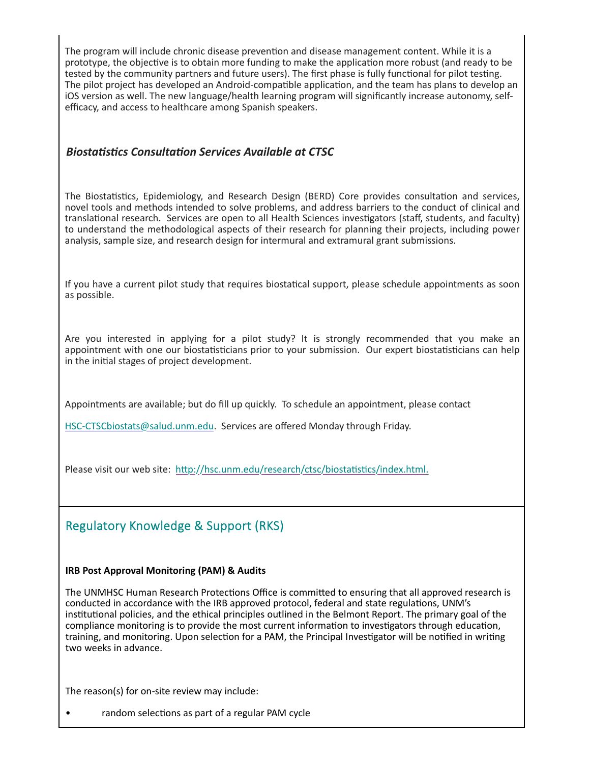The program will include chronic disease prevention and disease management content. While it is a prototype, the objective is to obtain more funding to make the application more robust (and ready to be tested by the community partners and future users). The first phase is fully functional for pilot testing. The pilot project has developed an Android-compatible application, and the team has plans to develop an iOS version as well. The new language/health learning program will significantly increase autonomy, self-efficacy, and access to healthcare among Spanish speakers.

### *Biostatistics Consultation Services Available at CTSC*

The Biostatistics, Epidemiology, and Research Design (BERD) Core provides consultation and services, novel tools and methods intended to solve problems, and address barriers to the conduct of clinical and translational research. Services are open to all Health Sciences investigators (staff, students, and faculty) to understand the methodological aspects of their research for planning their projects, including power analysis, sample size, and research design for intermural and extramural grant submissions.

If you have a current pilot study that requires biostatical support, please schedule appointments as soon as possible.

Are you interested in applying for a pilot study? It is strongly recommended that you make an appointment with one our biostatisticians prior to your submission. Our expert biostatisticians can help in the initial stages of project development.

Appointments are available; but do fill up quickly. To schedule an appointment, please contact

HSC-CTSCbiostats@salud.unm.edu. Services are offered Monday through Friday.

Please visit our web site: http://hsc.unm.edu/research/ctsc/biostatistics/index.html.

## Regulatory Knowledge & Support (RKS)

**IRB Post Approval Monitoring (PAM) & Audits**

The UNMHSC Human Research Protections Office is committed to ensuring that all approved research is conducted in accordance with the IRB approved protocol, federal and state regulations, UNM's institutional policies, and the ethical principles outlined in the Belmont Report. The primary goal of the compliance monitoring is to provide the most current information to investigators through education, training, and monitoring. Upon selection for a PAM, the Principal Investigator will be notified in writing two weeks in advance.

The reason(s) for on-site review may include:

- random selections as part of a regular PAM cycle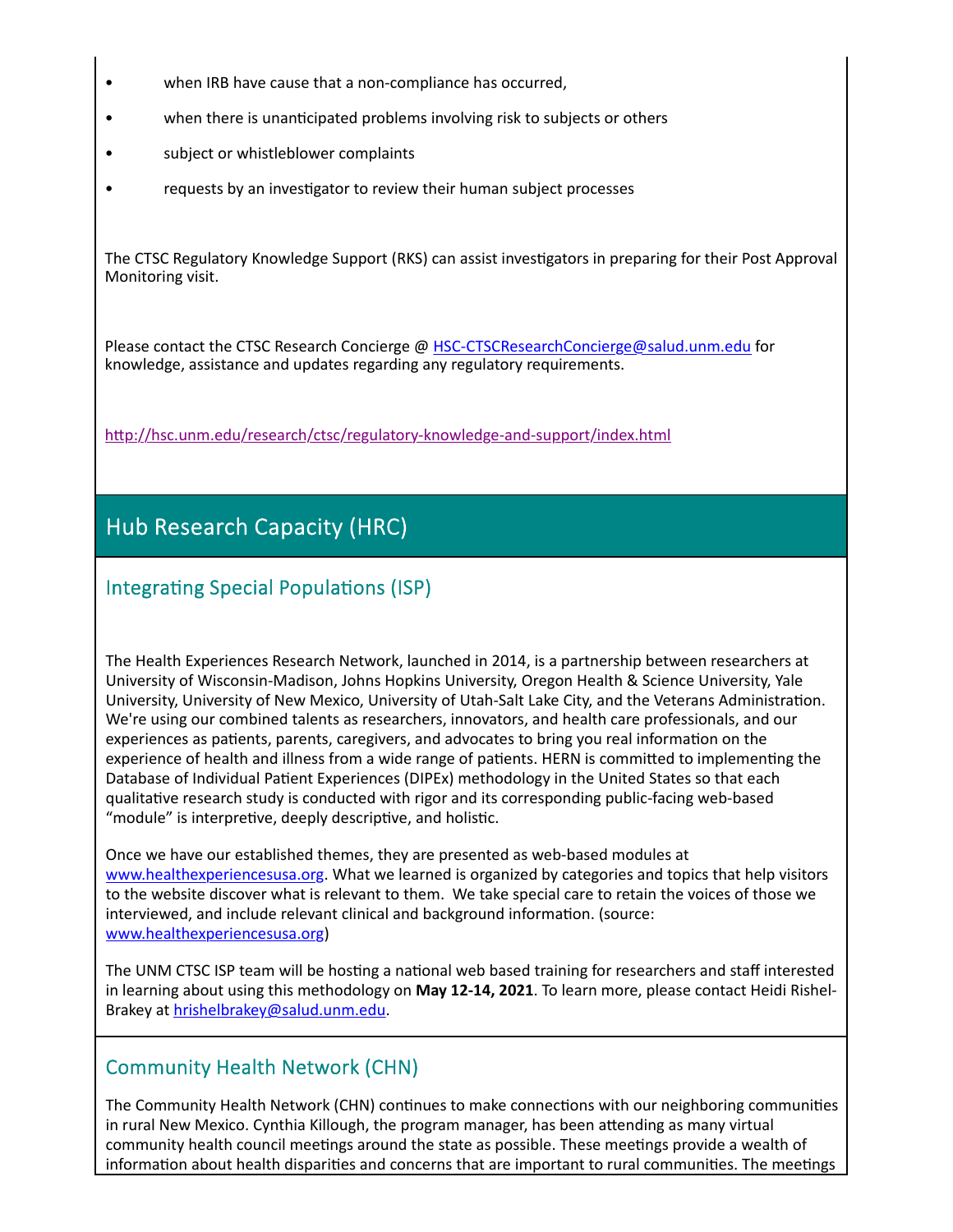- when IRB have cause that a non-compliance has occurred,
- when there is unanticipated problems involving risk to subjects or others
- subject or whistleblower complaints
- requests by an investigator to review their human subject processes

The CTSC Regulatory Knowledge Support (RKS) can assist investigators in preparing for their Post Approval Monitoring visit.

Please contact the CTSC Research Concierge @ HSC-CTSCResearchConcierge@salud.unm.edu for knowledge, assistance and updates regarding any regulatory requirements.

http://hsc.unm.edu/research/ctsc/regulatory-knowledge-and-support/index.html

## Hub Research Capacity (HRC)

### Integrating Special Populations (ISP)

The Health Experiences Research Network, launched in 2014, is a partnership between researchers at University of Wisconsin-Madison, Johns Hopkins University, Oregon Health & Science University, Yale University, University of New Mexico, University of Utah-Salt Lake City, and the Veterans Administration. We're using our combined talents as researchers, innovators, and health care professionals, and our experiences as patients, parents, caregivers, and advocates to bring you real information on the experience of health and illness from a wide range of patients. HERN is committed to implementing the Database of Individual Patient Experiences (DIPEx) methodology in the United States so that each qualitative research study is conducted with rigor and its corresponding public-facing web-based "module" is interpretive, deeply descriptive, and holistic.

Once we have our established themes, they are presented as web-based modules at www.healthexperiencesusa.org. What we learned is organized by categories and topics that help visitors to the website discover what is relevant to them. We take special care to retain the voices of those we interviewed, and include relevant clinical and background information. (source: www.healthexperiencesusa.org)

The UNM CTSC ISP team will be hosting a national web based training for researchers and staff interested in learning about using this methodology on **May 12-14, 2021**. To learn more, please contact Heidi Rishel-Brakey at hrishelbrakey@salud.unm.edu.

### Community Health Network (CHN)

The Community Health Network (CHN) continues to make connections with our neighboring communities in rural New Mexico. Cynthia Killough, the program manager, has been attending as many virtual community health council meetings around the state as possible. These meetings provide a wealth of information about health disparities and concerns that are important to rural communities. The meetings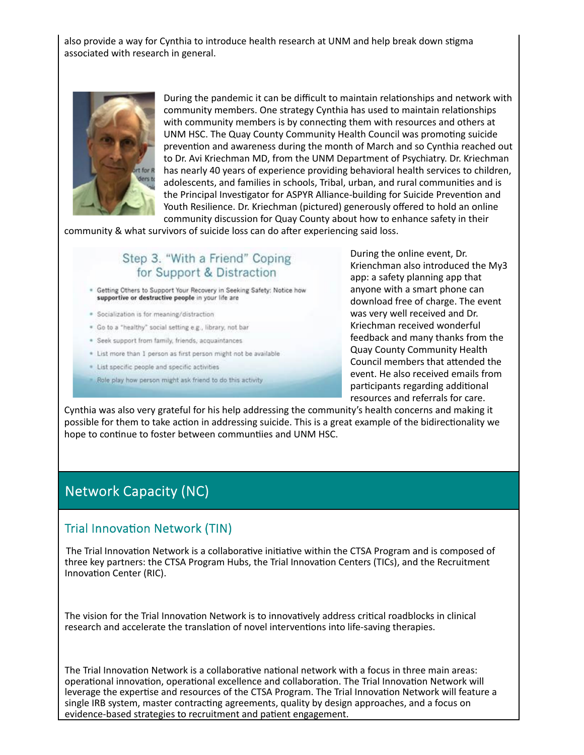also provide a way for Cynthia to introduce health research at UNM and help break down stigma associated with research in general.

During the pandemic it can be difficult to maintain relationships and network with community members. One strategy Cynthia has used to maintain relationships with community members is by connecting them with resources and others at UNM HSC. The Quay County Community Health Council was promoting suicide prevention and awareness during the month of March and so Cynthia reached out to Dr. Avi Kriechman MD, from the UNM Department of Psychiatry. Dr. Kriechman has nearly 40 years of experience providing behavioral health services to children, adolescents, and families in schools, Tribal, urban, and rural communities and is the Principal Investigator for ASPYR Alliance-building for Suicide Prevention and Youth Resilience. Dr. Kriechman (pictured) generously offered to hold an online community discussion for Quay County about how to enhance safety in their community & what survivors of suicide loss can do after experiencing said loss.

Step 3. "With a Friend" Coping for Support & Distraction

- Getting Others to Support Your Recovery in Seeking Safety: Notice how **supportive or destructive people** in your life are
- Socialization is for meaning/distraction
- Go to a "healthy" social setting e.g., library, not bar
- Seek support from family, friends, acquaintances
- List more than 1 person as first person might not be available
- List specific people and specific activities
- Role play how person might ask friend to do this activity

During the online event, Dr. Krienchman also introduced the My3 app: a safety planning app that anyone with a smart phone can download free of charge. The event was very well received and Dr. Kriechman received wonderful feedback and many thanks from the Quay County Community Health Council members that attended the event. He also received emails from participants regarding additional resources and referrals for care.

Cynthia was also very grateful for his help addressing the community's health concerns and making it possible for them to take action in addressing suicide. This is a great example of the bidirectionality we hope to continue to foster between communtiies and UNM HSC.

## Network Capacity (NC)

### Trial Innovation Network (TIN)

The Trial Innovation Network is a collaborative initiative within the CTSA Program and is composed of three key partners: the CTSA Program Hubs, the Trial Innovation Centers (TICs), and the Recruitment Innovation Center (RIC).

The vision for the Trial Innovation Network is to innovatively address critical roadblocks in clinical research and accelerate the translation of novel interventions into life-saving therapies.

The Trial Innovation Network is a collaborative national network with a focus in three main areas: operational innovation, operational excellence and collaboration. The Trial Innovation Network will leverage the expertise and resources of the CTSA Program. The Trial Innovation Network will feature a single IRB system, master contracting agreements, quality by design approaches, and a focus on evidence-based strategies to recruitment and patient engagement.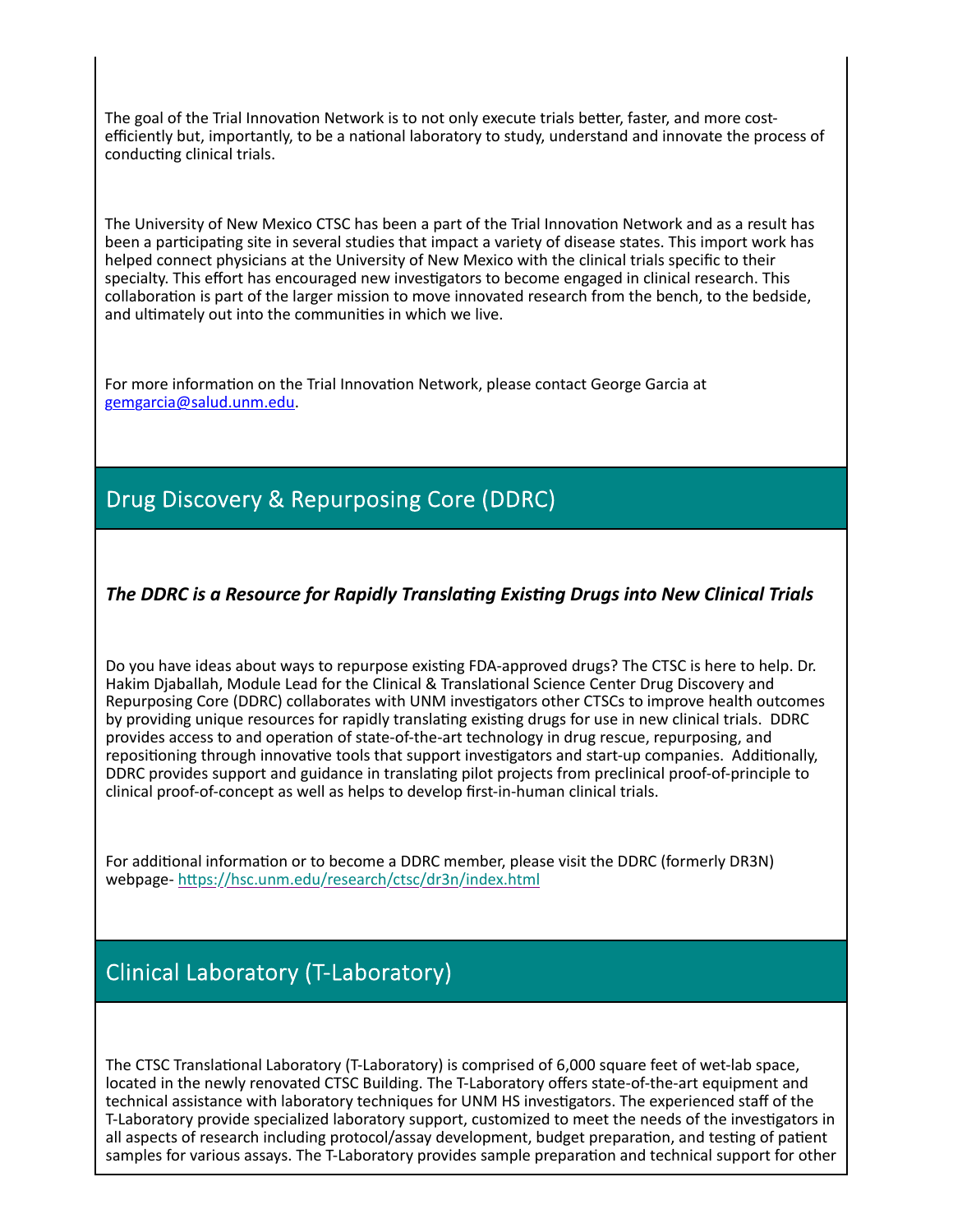The goal of the Trial Innovation Network is to not only execute trials better, faster, and more cost-efficiently but, importantly, to be a national laboratory to study, understand and innovate the process of conducting clinical trials.

The University of New Mexico CTSC has been a part of the Trial Innovation Network and as a result has been a participating site in several studies that impact a variety of disease states. This import work has helped connect physicians at the University of New Mexico with the clinical trials specific to their specialty. This effort has encouraged new investigators to become engaged in clinical research. This collaboration is part of the larger mission to move innovated research from the bench, to the bedside, and ultimately out into the communities in which we live.

For more information on the Trial Innovation Network, please contact George Garcia at [gemgarcia@salud.unm.edu](mailto:gemgarcia@salud.unm.edu).

## Drug Discovery & Repurposing Core (DDRC)

***The DDRC is a Resource for Rapidly Translating Existing Drugs into New Clinical Trials***

Do you have ideas about ways to repurpose existing FDA-approved drugs? The CTSC is here to help. Dr. Hakim Djaballah, Module Lead for the Clinical & Translational Science Center Drug Discovery and Repurposing Core (DDRC) collaborates with UNM investigators other CTSCs to improve health outcomes by providing unique resources for rapidly translating existing drugs for use in new clinical trials. DDRC provides access to and operation of state-of-the-art technology in drug rescue, repurposing, and repositioning through innovative tools that support investigators and start-up companies. Additionally, DDRC provides support and guidance in translating pilot projects from preclinical proof-of-principle to clinical proof-of-concept as well as helps to develop first-in-human clinical trials.

For additional information or to become a DDRC member, please visit the DDRC (formerly DR3N) webpage- [https://hsc.unm.edu/research/ctsc/dr3n/index.html](https://hsc.unm.edu/research/ctsc/dr3n/index.html)

## Clinical Laboratory (T-Laboratory)

The CTSC Translational Laboratory (T-Laboratory) is comprised of 6,000 square feet of wet-lab space, located in the newly renovated CTSC Building. The T-Laboratory offers state-of-the-art equipment and technical assistance with laboratory techniques for UNM HS investigators. The experienced staff of the T-Laboratory provide specialized laboratory support, customized to meet the needs of the investigators in all aspects of research including protocol/assay development, budget preparation, and testing of patient samples for various assays. The T-Laboratory provides sample preparation and technical support for other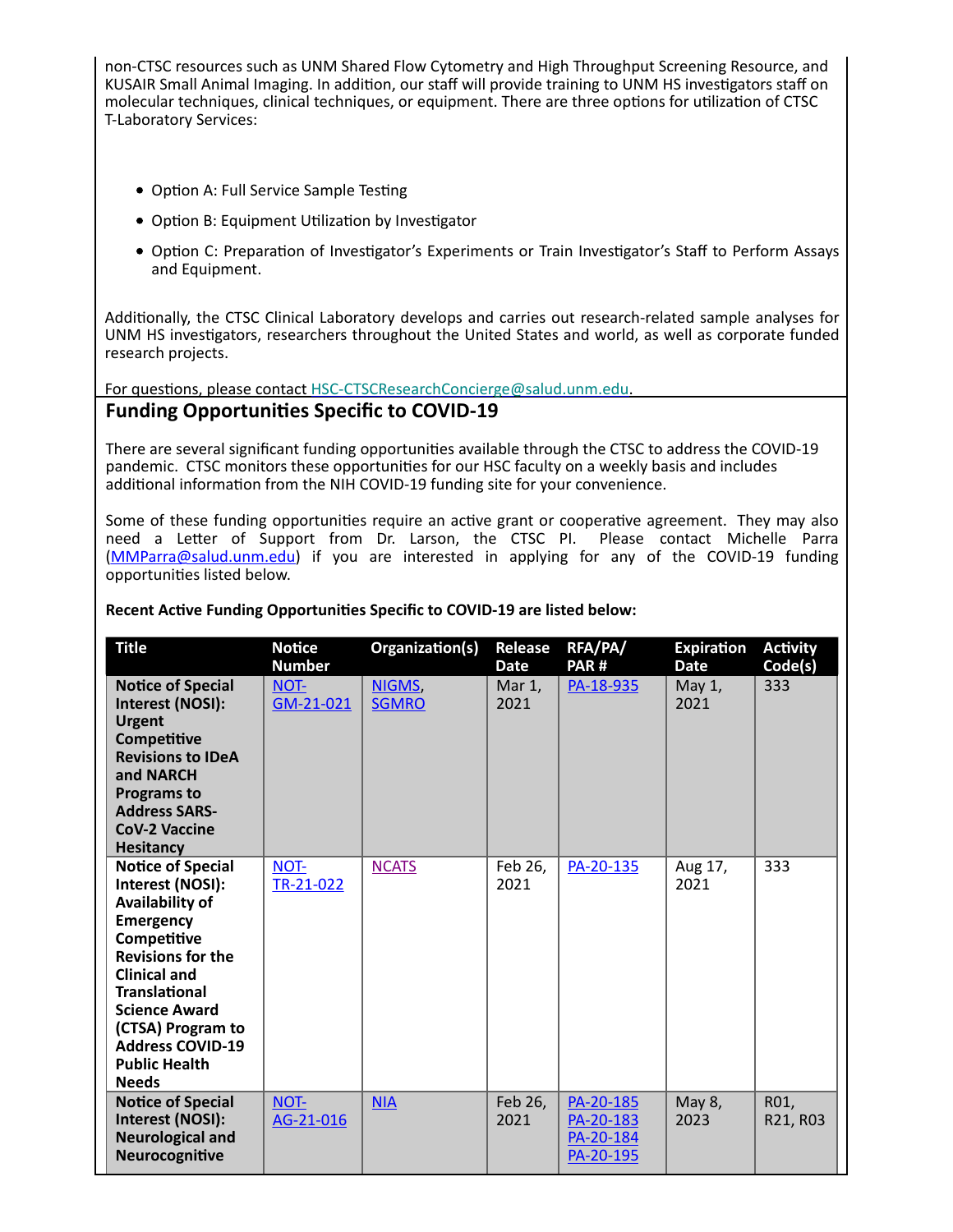non-CTSC resources such as UNM Shared Flow Cytometry and High Throughput Screening Resource, and KUSAIR Small Animal Imaging. In addition, our staff will provide training to UNM HS investigators staff on molecular techniques, clinical techniques, or equipment. There are three options for utilization of CTSC T-Laboratory Services:

- Option A: Full Service Sample Testing
- Option B: Equipment Utilization by Investigator
- Option C: Preparation of Investigator's Experiments or Train Investigator's Staff to Perform Assays and Equipment.

Additionally, the CTSC Clinical Laboratory develops and carries out research-related sample analyses for UNM HS investigators, researchers throughout the United States and world, as well as corporate funded research projects.

For questions, please contact HSC-CTSCResearchConcierge@salud.unm.edu.

## Funding Opportunities Specific to COVID-19

There are several significant funding opportunities available through the CTSC to address the COVID-19 pandemic. CTSC monitors these opportunities for our HSC faculty on a weekly basis and includes additional information from the NIH COVID-19 funding site for your convenience.

Some of these funding opportunities require an active grant or cooperative agreement. They may also need a Letter of Support from Dr. Larson, the CTSC PI. Please contact Michelle Parra (MMParra@salud.unm.edu) if you are interested in applying for any of the COVID-19 funding opportunities listed below.

**Recent Active Funding Opportunities Specific to COVID-19 are listed below:**

| Title | Notice Number | Organization(s) | Release Date | RFA/PA/PAR # | Expiration Date | Activity Code(s) |
|---|---|---|---|---|---|---|
| **Notice of Special Interest (NOSI): Urgent Competitive Revisions to IDeA and NARCH Programs to Address SARS-CoV-2 Vaccine Hesitancy** | NOT-GM-21-021 | NIGMS, SGMRO | Mar 1, 2021 | PA-18-935 | May 1, 2021 | 333 |
| **Notice of Special Interest (NOSI): Availability of Emergency Competitive Revisions for the Clinical and Translational Science Award (CTSA) Program to Address COVID-19 Public Health Needs** | NOT-TR-21-022 | NCATS | Feb 26, 2021 | PA-20-135 | Aug 17, 2021 | 333 |
| **Notice of Special Interest (NOSI): Neurological and Neurocognitive** | NOT-AG-21-016 | NIA | Feb 26, 2021 | PA-20-185 PA-20-183 PA-20-184 PA-20-195 | May 8, 2023 | R01, R21, R03 |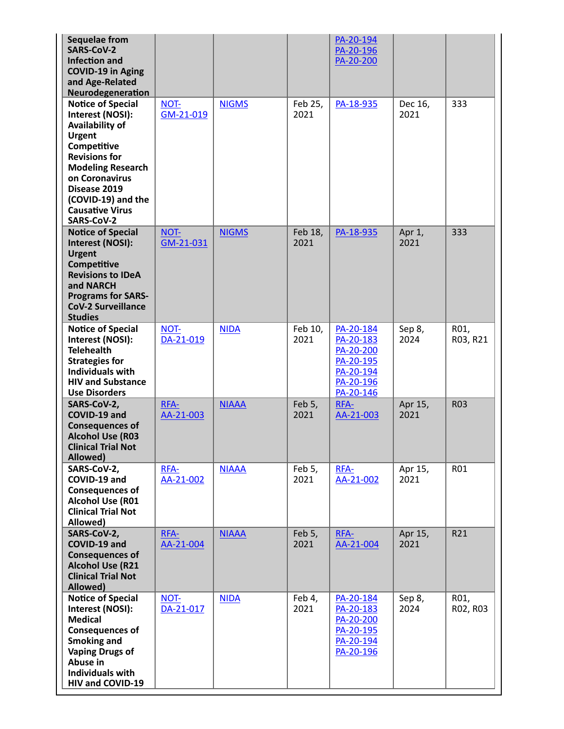| | | | | | | |
|---|---|---|---|---|---|---|
| **Sequelae from SARS-CoV-2 Infection and COVID-19 in Aging and Age-Related Neurodegeneration** | | | | PA-20-194 PA-20-196 PA-20-200 | | |
| **Notice of Special Interest (NOSI): Availability of Urgent Competitive Revisions for Modeling Research on Coronavirus Disease 2019 (COVID-19) and the Causative Virus SARS-CoV-2** | NOT-GM-21-019 | NIGMS | Feb 25, 2021 | PA-18-935 | Dec 16, 2021 | 333 |
| **Notice of Special Interest (NOSI): Urgent Competitive Revisions to IDeA and NARCH Programs for SARS-CoV-2 Surveillance Studies** | NOT-GM-21-031 | NIGMS | Feb 18, 2021 | PA-18-935 | Apr 1, 2021 | 333 |
| **Notice of Special Interest (NOSI): Telehealth Strategies for Individuals with HIV and Substance Use Disorders** | NOT-DA-21-019 | NIDA | Feb 10, 2021 | PA-20-184 PA-20-183 PA-20-200 PA-20-195 PA-20-194 PA-20-196 PA-20-146 | Sep 8, 2024 | R01, R03, R21 |
| **SARS-CoV-2, COVID-19 and Consequences of Alcohol Use (R03 Clinical Trial Not Allowed)** | RFA-AA-21-003 | NIAAA | Feb 5, 2021 | RFA-AA-21-003 | Apr 15, 2021 | R03 |
| **SARS-CoV-2, COVID-19 and Consequences of Alcohol Use (R01 Clinical Trial Not Allowed)** | RFA-AA-21-002 | NIAAA | Feb 5, 2021 | RFA-AA-21-002 | Apr 15, 2021 | R01 |
| **SARS-CoV-2, COVID-19 and Consequences of Alcohol Use (R21 Clinical Trial Not Allowed)** | RFA-AA-21-004 | NIAAA | Feb 5, 2021 | RFA-AA-21-004 | Apr 15, 2021 | R21 |
| **Notice of Special Interest (NOSI): Medical Consequences of Smoking and Vaping Drugs of Abuse in Individuals with HIV and COVID-19** | NOT-DA-21-017 | NIDA | Feb 4, 2021 | PA-20-184 PA-20-183 PA-20-200 PA-20-195 PA-20-194 PA-20-196 | Sep 8, 2024 | R01, R02, R03 |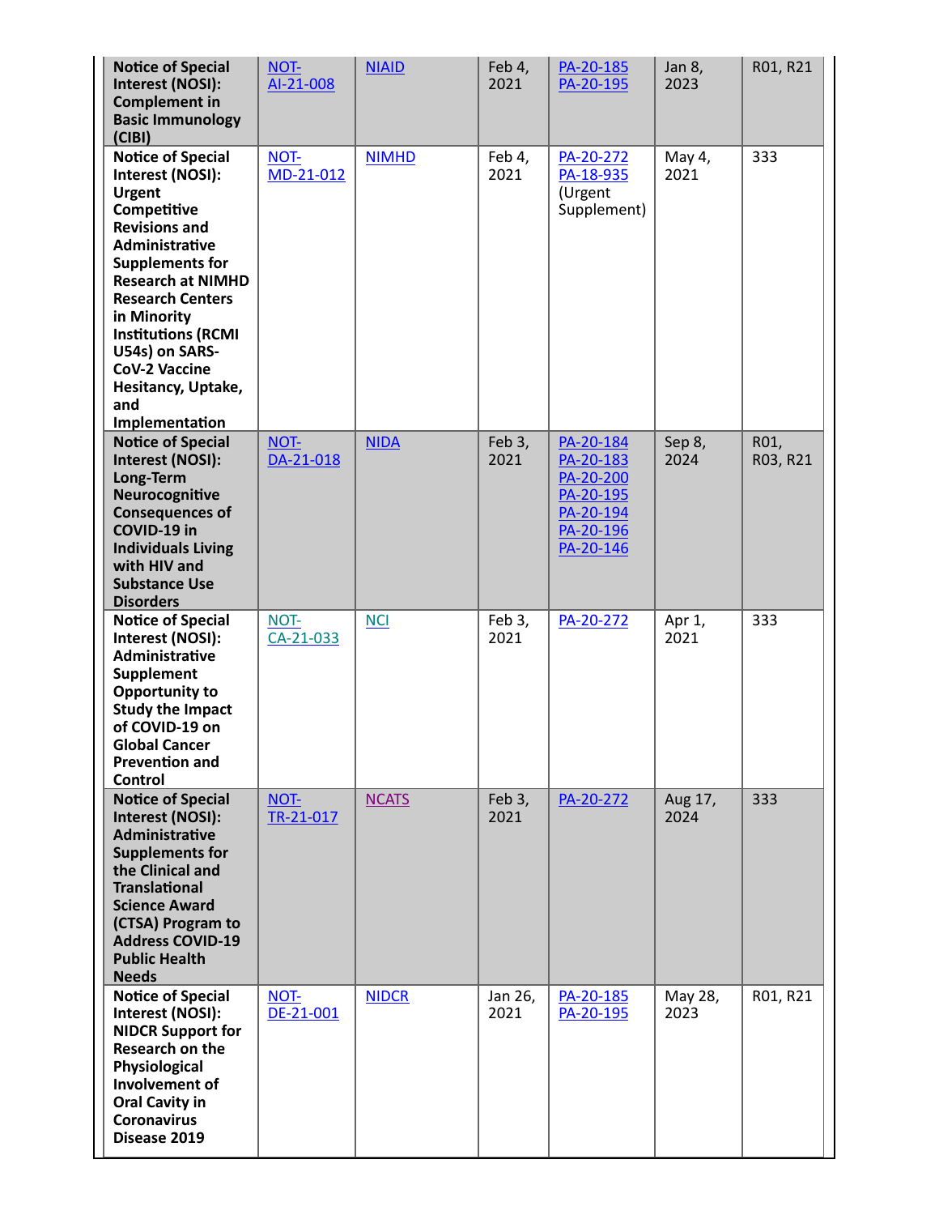| | | | | | | |
|---|---|---|---|---|---|---|
| **Notice of Special Interest (NOSI): Complement in Basic Immunology (CIBI)** | NOT-AI-21-008 | NIAID | Feb 4, 2021 | PA-20-185 PA-20-195 | Jan 8, 2023 | R01, R21 |
| **Notice of Special Interest (NOSI): Urgent Competitive Revisions and Administrative Supplements for Research at NIMHD Research Centers in Minority Institutions (RCMI U54s) on SARS-CoV-2 Vaccine Hesitancy, Uptake, and Implementation** | NOT-MD-21-012 | NIMHD | Feb 4, 2021 | PA-20-272 PA-18-935 (Urgent Supplement) | May 4, 2021 | 333 |
| **Notice of Special Interest (NOSI): Long-Term Neurocognitive Consequences of COVID-19 in Individuals Living with HIV and Substance Use Disorders** | NOT-DA-21-018 | NIDA | Feb 3, 2021 | PA-20-184 PA-20-183 PA-20-200 PA-20-195 PA-20-194 PA-20-196 PA-20-146 | Sep 8, 2024 | R01, R03, R21 |
| **Notice of Special Interest (NOSI): Administrative Supplement Opportunity to Study the Impact of COVID-19 on Global Cancer Prevention and Control** | NOT-CA-21-033 | NCI | Feb 3, 2021 | PA-20-272 | Apr 1, 2021 | 333 |
| **Notice of Special Interest (NOSI): Administrative Supplements for the Clinical and Translational Science Award (CTSA) Program to Address COVID-19 Public Health Needs** | NOT-TR-21-017 | NCATS | Feb 3, 2021 | PA-20-272 | Aug 17, 2024 | 333 |
| **Notice of Special Interest (NOSI): NIDCR Support for Research on the Physiological Involvement of Oral Cavity in Coronavirus Disease 2019** | NOT-DE-21-001 | NIDCR | Jan 26, 2021 | PA-20-185 PA-20-195 | May 28, 2023 | R01, R21 |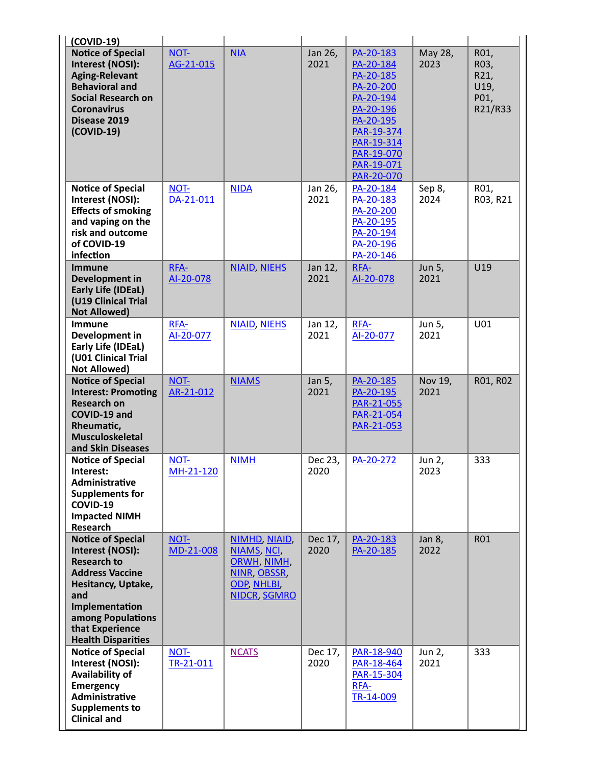| | | | | | | |
|---|---|---|---|---|---|---|
| **(COVID-19)** | | | | | | |
| **Notice of Special Interest (NOSI): Aging-Relevant Behavioral and Social Research on Coronavirus Disease 2019 (COVID-19)** | NOT-AG-21-015 | NIA | Jan 26, 2021 | PA-20-183 PA-20-184 PA-20-185 PA-20-200 PA-20-194 PA-20-196 PA-20-195 PAR-19-374 PAR-19-314 PAR-19-070 PAR-19-071 PAR-20-070 | May 28, 2023 | R01, R03, R21, U19, P01, R21/R33 |
| **Notice of Special Interest (NOSI): Effects of smoking and vaping on the risk and outcome of COVID-19 infection** | NOT-DA-21-011 | NIDA | Jan 26, 2021 | PA-20-184 PA-20-183 PA-20-200 PA-20-195 PA-20-194 PA-20-196 PA-20-146 | Sep 8, 2024 | R01, R03, R21 |
| **Immune Development in Early Life (IDEaL) (U19 Clinical Trial Not Allowed)** | RFA-AI-20-078 | NIAID, NIEHS | Jan 12, 2021 | RFA-AI-20-078 | Jun 5, 2021 | U19 |
| **Immune Development in Early Life (IDEaL) (U01 Clinical Trial Not Allowed)** | RFA-AI-20-077 | NIAID, NIEHS | Jan 12, 2021 | RFA-AI-20-077 | Jun 5, 2021 | U01 |
| **Notice of Special Interest: Promoting Research on COVID-19 and Rheumatic, Musculoskeletal and Skin Diseases** | NOT-AR-21-012 | NIAMS | Jan 5, 2021 | PA-20-185 PA-20-195 PAR-21-055 PAR-21-054 PAR-21-053 | Nov 19, 2021 | R01, R02 |
| **Notice of Special Interest: Administrative Supplements for COVID-19 Impacted NIMH Research** | NOT-MH-21-120 | NIMH | Dec 23, 2020 | PA-20-272 | Jun 2, 2023 | 333 |
| **Notice of Special Interest (NOSI): Research to Address Vaccine Hesitancy, Uptake, and Implementation among Populations that Experience Health Disparities** | NOT-MD-21-008 | NIMHD, NIAID, NIAMS, NCI, ORWH, NIMH, NINR, OBSSR, ODP, NHLBI, NIDCR, SGMRO | Dec 17, 2020 | PA-20-183 PA-20-185 | Jan 8, 2022 | R01 |
| **Notice of Special Interest (NOSI): Availability of Emergency Administrative Supplements to Clinical and** | NOT-TR-21-011 | NCATS | Dec 17, 2020 | PAR-18-940 PAR-18-464 PAR-15-304 RFA-TR-14-009 | Jun 2, 2021 | 333 |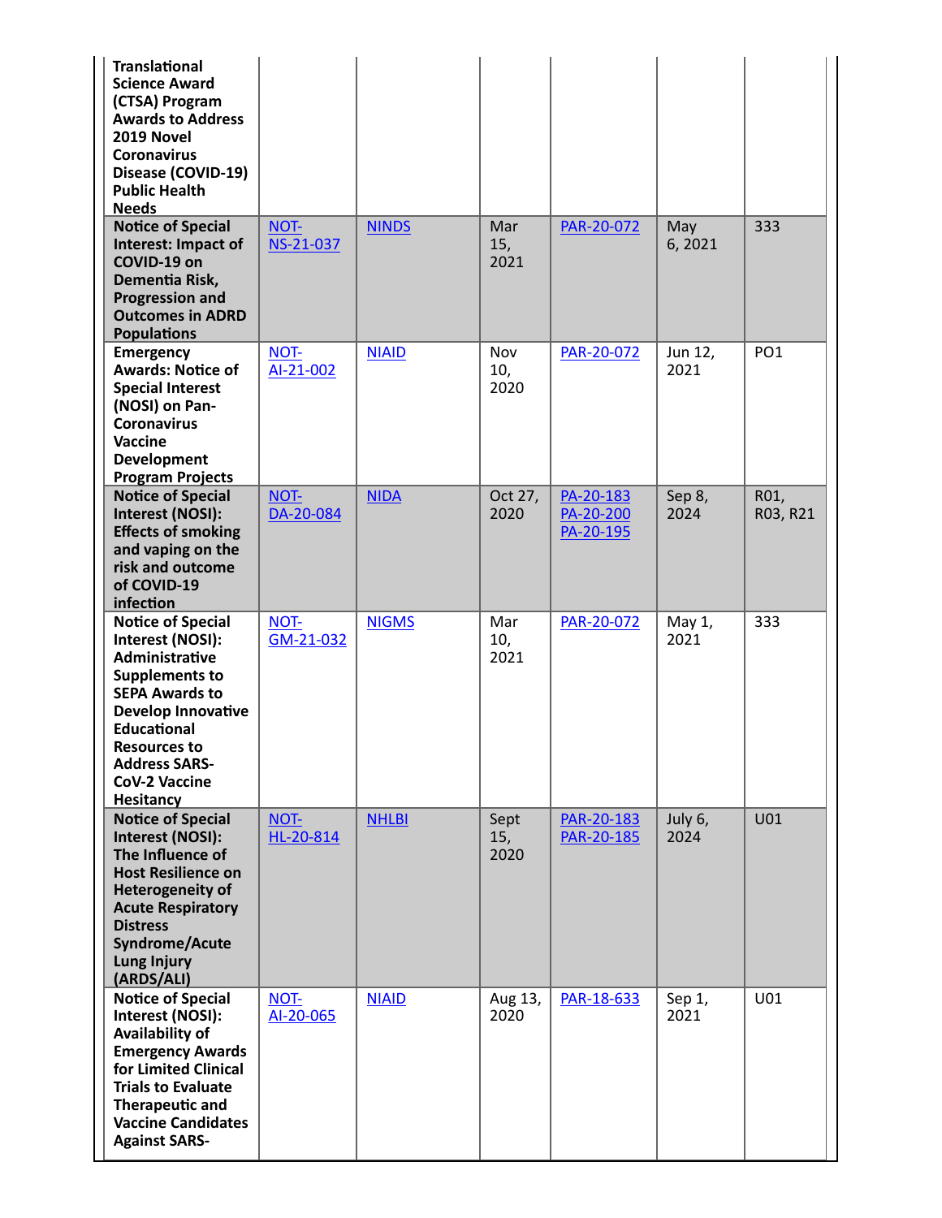| | | | | | | |
|---|---|---|---|---|---|---|
| **Translational Science Award (CTSA) Program Awards to Address 2019 Novel Coronavirus Disease (COVID-19) Public Health Needs** | | | | | | |
| **Notice of Special Interest: Impact of COVID-19 on Dementia Risk, Progression and Outcomes in ADRD Populations** | NOT-NS-21-037 | NINDS | Mar 15, 2021 | PAR-20-072 | May 6, 2021 | 333 |
| **Emergency Awards: Notice of Special Interest (NOSI) on Pan-Coronavirus Vaccine Development Program Projects** | NOT-AI-21-002 | NIAID | Nov 10, 2020 | PAR-20-072 | Jun 12, 2021 | PO1 |
| **Notice of Special Interest (NOSI): Effects of smoking and vaping on the risk and outcome of COVID-19 infection** | NOT-DA-20-084 | NIDA | Oct 27, 2020 | PA-20-183 PA-20-200 PA-20-195 | Sep 8, 2024 | R01, R03, R21 |
| **Notice of Special Interest (NOSI): Administrative Supplements to SEPA Awards to Develop Innovative Educational Resources to Address SARS-CoV-2 Vaccine Hesitancy** | NOT-GM-21-032 | NIGMS | Mar 10, 2021 | PAR-20-072 | May 1, 2021 | 333 |
| **Notice of Special Interest (NOSI): The Influence of Host Resilience on Heterogeneity of Acute Respiratory Distress Syndrome/Acute Lung Injury (ARDS/ALI)** | NOT-HL-20-814 | NHLBI | Sept 15, 2020 | PAR-20-183 PAR-20-185 | July 6, 2024 | U01 |
| **Notice of Special Interest (NOSI): Availability of Emergency Awards for Limited Clinical Trials to Evaluate Therapeutic and Vaccine Candidates Against SARS-** | NOT-AI-20-065 | NIAID | Aug 13, 2020 | PAR-18-633 | Sep 1, 2021 | U01 |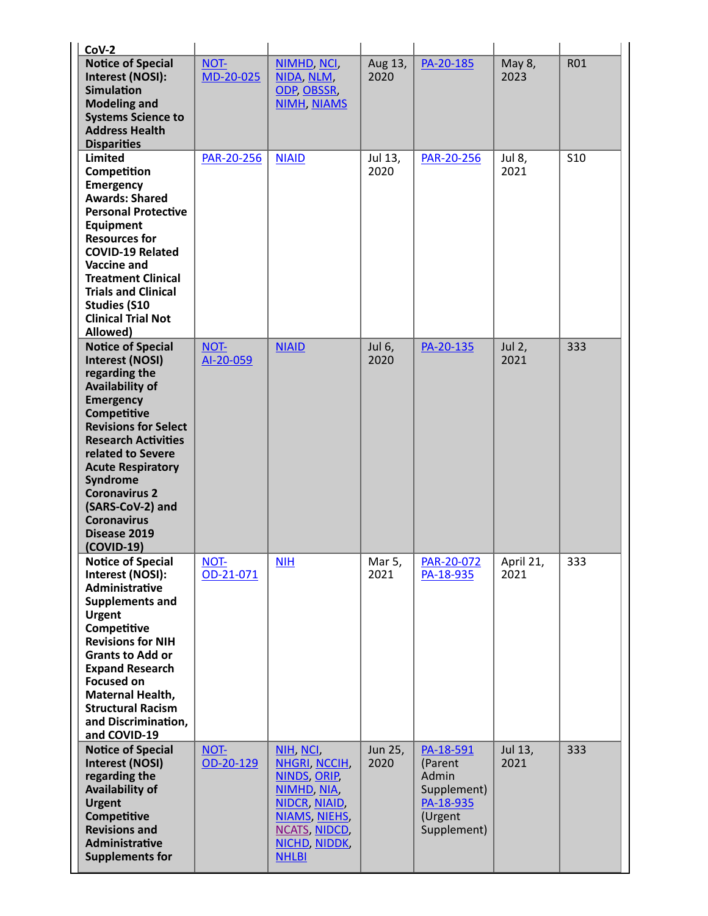| | | | | | | |
|---|---|---|---|---|---|---|
| **CoV-2** | | | | | | |
| **Notice of Special Interest (NOSI): Simulation Modeling and Systems Science to Address Health Disparities** | NOT-MD-20-025 | NIMHD, NCI, NIDA, NLM, ODP, OBSSR, NIMH, NIAMS | Aug 13, 2020 | PA-20-185 | May 8, 2023 | R01 |
| **Limited Competition Emergency Awards: Shared Personal Protective Equipment Resources for COVID-19 Related Vaccine and Treatment Clinical Trials and Clinical Studies (S10 Clinical Trial Not Allowed)** | PAR-20-256 | NIAID | Jul 13, 2020 | PAR-20-256 | Jul 8, 2021 | S10 |
| **Notice of Special Interest (NOSI) regarding the Availability of Emergency Competitive Revisions for Select Research Activities related to Severe Acute Respiratory Syndrome Coronavirus 2 (SARS-CoV-2) and Coronavirus Disease 2019 (COVID-19)** | NOT-AI-20-059 | NIAID | Jul 6, 2020 | PA-20-135 | Jul 2, 2021 | 333 |
| **Notice of Special Interest (NOSI): Administrative Supplements and Urgent Competitive Revisions for NIH Grants to Add or Expand Research Focused on Maternal Health, Structural Racism and Discrimination, and COVID-19** | NOT-OD-21-071 | NIH | Mar 5, 2021 | PAR-20-072 PA-18-935 | April 21, 2021 | 333 |
| **Notice of Special Interest (NOSI) regarding the Availability of Urgent Competitive Revisions and Administrative Supplements for** | NOT-OD-20-129 | NIH, NCI, NHGRI, NCCIH, NINDS, ORIP, NIMHD, NIA, NIDCR, NIAID, NIAMS, NIEHS, NCATS, NIDCD, NICHD, NIDDK, NHLBI | Jun 25, 2020 | PA-18-591 (Parent Admin Supplement) PA-18-935 (Urgent Supplement) | Jul 13, 2021 | 333 |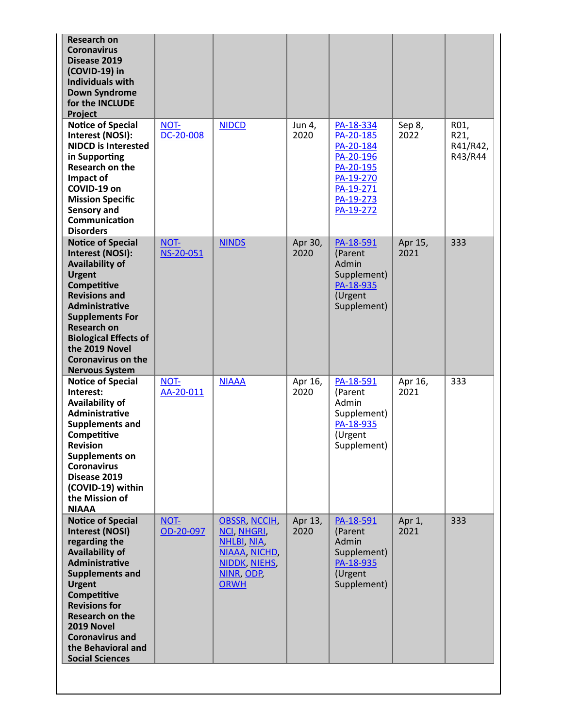| | | | | | | |
|---|---|---|---|---|---|---|
| **Research on Coronavirus Disease 2019 (COVID-19) in Individuals with Down Syndrome for the INCLUDE Project** | | | | | | |
| **Notice of Special Interest (NOSI): NIDCD is Interested in Supporting Research on the Impact of COVID-19 on Mission Specific Sensory and Communication Disorders** | NOT-DC-20-008 | NIDCD | Jun 4, 2020 | PA-18-334 PA-20-185 PA-20-184 PA-20-196 PA-20-195 PA-19-270 PA-19-271 PA-19-273 PA-19-272 | Sep 8, 2022 | R01, R21, R41/R42, R43/R44 |
| **Notice of Special Interest (NOSI): Availability of Urgent Competitive Revisions and Administrative Supplements For Research on Biological Effects of the 2019 Novel Coronavirus on the Nervous System** | NOT-NS-20-051 | NINDS | Apr 30, 2020 | PA-18-591 (Parent Admin Supplement) PA-18-935 (Urgent Supplement) | Apr 15, 2021 | 333 |
| **Notice of Special Interest: Availability of Administrative Supplements and Competitive Revision Supplements on Coronavirus Disease 2019 (COVID-19) within the Mission of NIAAA** | NOT-AA-20-011 | NIAAA | Apr 16, 2020 | PA-18-591 (Parent Admin Supplement) PA-18-935 (Urgent Supplement) | Apr 16, 2021 | 333 |
| **Notice of Special Interest (NOSI) regarding the Availability of Administrative Supplements and Urgent Competitive Revisions for Research on the 2019 Novel Coronavirus and the Behavioral and Social Sciences** | NOT-OD-20-097 | OBSSR, NCCIH, NCI, NHGRI, NHLBI, NIA, NIAAA, NICHD, NIDDK, NIEHS, NINR, ODP, ORWH | Apr 13, 2020 | PA-18-591 (Parent Admin Supplement) PA-18-935 (Urgent Supplement) | Apr 1, 2021 | 333 |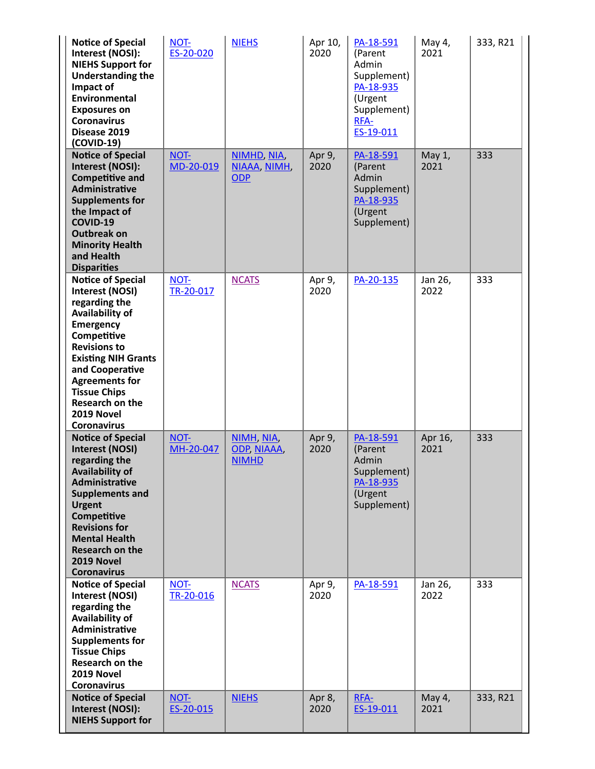| | | | | | | |
|---|---|---|---|---|---|---|
| **Notice of Special Interest (NOSI): NIEHS Support for Understanding the Impact of Environmental Exposures on Coronavirus Disease 2019 (COVID-19)** | NOT-ES-20-020 | NIEHS | Apr 10, 2020 | PA-18-591 (Parent Admin Supplement) PA-18-935 (Urgent Supplement) RFA-ES-19-011 | May 4, 2021 | 333, R21 |
| **Notice of Special Interest (NOSI): Competitive and Administrative Supplements for the Impact of COVID-19 Outbreak on Minority Health and Health Disparities** | NOT-MD-20-019 | NIMHD, NIA, NIAAA, NIMH, ODP | Apr 9, 2020 | PA-18-591 (Parent Admin Supplement) PA-18-935 (Urgent Supplement) | May 1, 2021 | 333 |
| **Notice of Special Interest (NOSI) regarding the Availability of Emergency Competitive Revisions to Existing NIH Grants and Cooperative Agreements for Tissue Chips Research on the 2019 Novel Coronavirus** | NOT-TR-20-017 | NCATS | Apr 9, 2020 | PA-20-135 | Jan 26, 2022 | 333 |
| **Notice of Special Interest (NOSI) regarding the Availability of Administrative Supplements and Urgent Competitive Revisions for Mental Health Research on the 2019 Novel Coronavirus** | NOT-MH-20-047 | NIMH, NIA, ODP, NIAAA, NIMHD | Apr 9, 2020 | PA-18-591 (Parent Admin Supplement) PA-18-935 (Urgent Supplement) | Apr 16, 2021 | 333 |
| **Notice of Special Interest (NOSI) regarding the Availability of Administrative Supplements for Tissue Chips Research on the 2019 Novel Coronavirus** | NOT-TR-20-016 | NCATS | Apr 9, 2020 | PA-18-591 | Jan 26, 2022 | 333 |
| **Notice of Special Interest (NOSI): NIEHS Support for** | NOT-ES-20-015 | NIEHS | Apr 8, 2020 | RFA-ES-19-011 | May 4, 2021 | 333, R21 |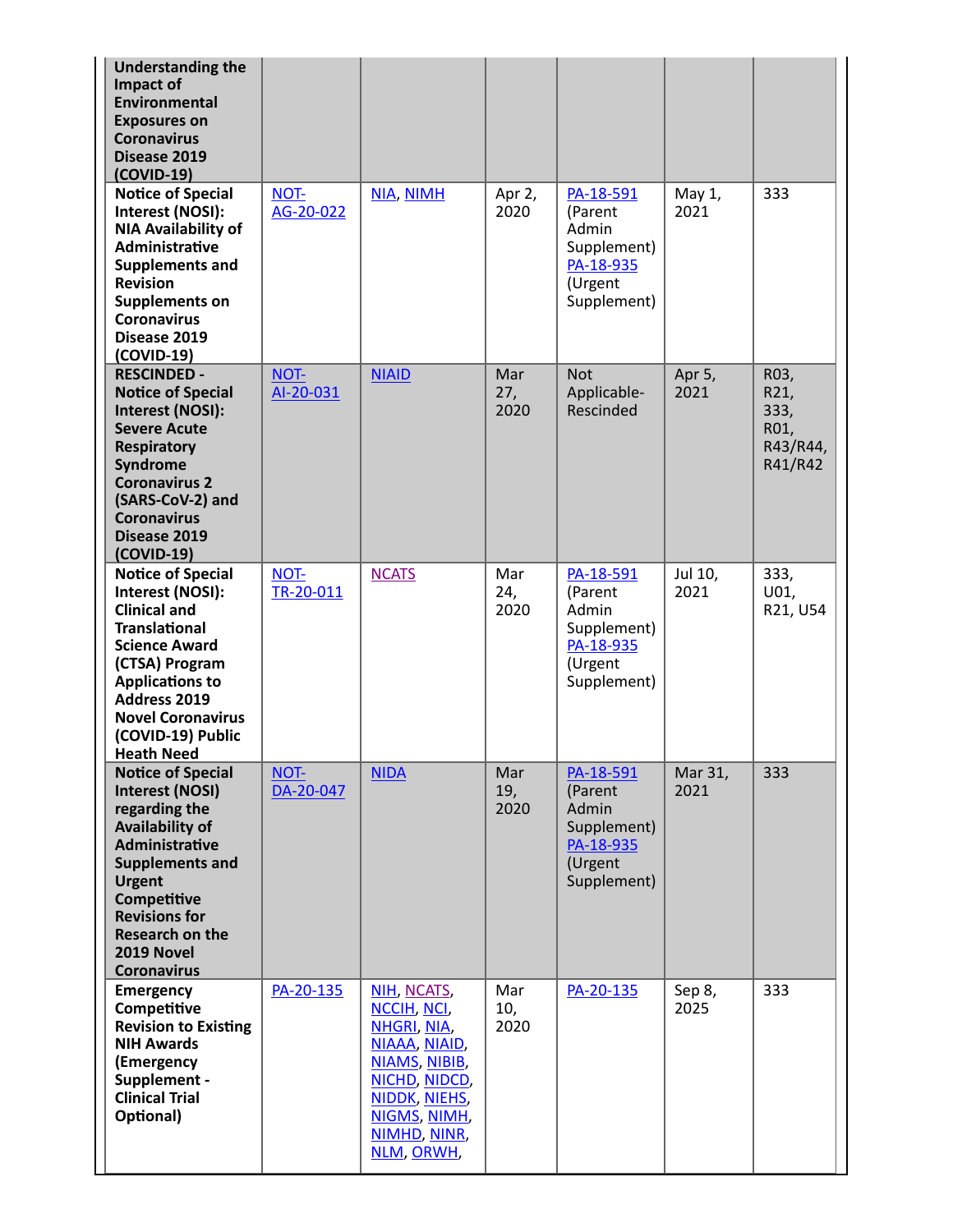| | | | | | | |
|---|---|---|---|---|---|---|
| **Understanding the Impact of Environmental Exposures on Coronavirus Disease 2019 (COVID-19)** | | | | | | |
| **Notice of Special Interest (NOSI): NIA Availability of Administrative Supplements and Revision Supplements on Coronavirus Disease 2019 (COVID-19)** | NOT-AG-20-022 | NIA, NIMH | Apr 2, 2020 | PA-18-591 (Parent Admin Supplement) PA-18-935 (Urgent Supplement) | May 1, 2021 | 333 |
| **RESCINDED - Notice of Special Interest (NOSI): Severe Acute Respiratory Syndrome Coronavirus 2 (SARS-CoV-2) and Coronavirus Disease 2019 (COVID-19)** | NOT-AI-20-031 | NIAID | Mar 27, 2020 | Not Applicable-Rescinded | Apr 5, 2021 | R03, R21, 333, R01, R43/R44, R41/R42 |
| **Notice of Special Interest (NOSI): Clinical and Translational Science Award (CTSA) Program Applications to Address 2019 Novel Coronavirus (COVID-19) Public Heath Need** | NOT-TR-20-011 | NCATS | Mar 24, 2020 | PA-18-591 (Parent Admin Supplement) PA-18-935 (Urgent Supplement) | Jul 10, 2021 | 333, U01, R21, U54 |
| **Notice of Special Interest (NOSI) regarding the Availability of Administrative Supplements and Urgent Competitive Revisions for Research on the 2019 Novel Coronavirus** | NOT-DA-20-047 | NIDA | Mar 19, 2020 | PA-18-591 (Parent Admin Supplement) PA-18-935 (Urgent Supplement) | Mar 31, 2021 | 333 |
| **Emergency Competitive Revision to Existing NIH Awards (Emergency Supplement - Clinical Trial Optional)** | PA-20-135 | NIH, NCATS, NCCIH, NCI, NHGRI, NIA, NIAAA, NIAID, NIAMS, NIBIB, NICHD, NIDCD, NIDDK, NIEHS, NIGMS, NIMH, NIMHD, NINR, NLM, ORWH, | Mar 10, 2020 | PA-20-135 | Sep 8, 2025 | 333 |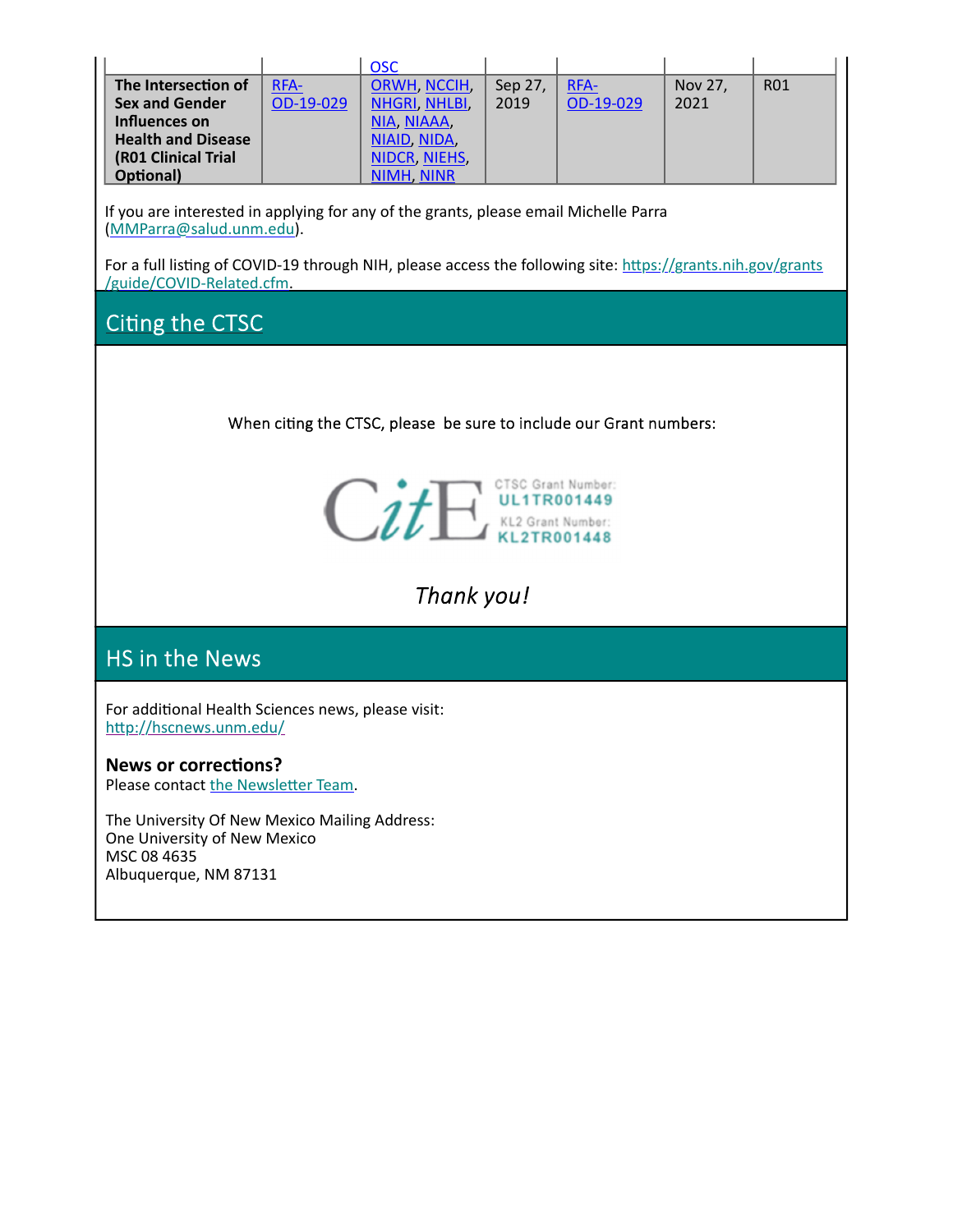| | | | | | | |
|---|---|---|---|---|---|---|
| | | OSC | | | | |
| **The Intersection of Sex and Gender Influences on Health and Disease (R01 Clinical Trial Optional)** | RFA-OD-19-029 | ORWH, NCCIH, NHGRI, NHLBI, NIA, NIAAA, NIAID, NIDA, NIDCR, NIEHS, NIMH, NINR | Sep 27, 2019 | RFA-OD-19-029 | Nov 27, 2021 | R01 |

If you are interested in applying for any of the grants, please email Michelle Parra (MMParra@salud.unm.edu).

For a full listing of COVID-19 through NIH, please access the following site: https://grants.nih.gov/grants/guide/COVID-Related.cfm.

## Citing the CTSC

When citing the CTSC, please be sure to include our Grant numbers:

CitE

CTSC Grant Number: UL1TR001449

KL2 Grant Number: KL2TR001448

*Thank you!*

## HS in the News

For additional Health Sciences news, please visit: http://hscnews.unm.edu/

**News or corrections?**
Please contact the Newsletter Team.

The University Of New Mexico Mailing Address:
One University of New Mexico
MSC 08 4635
Albuquerque, NM 87131